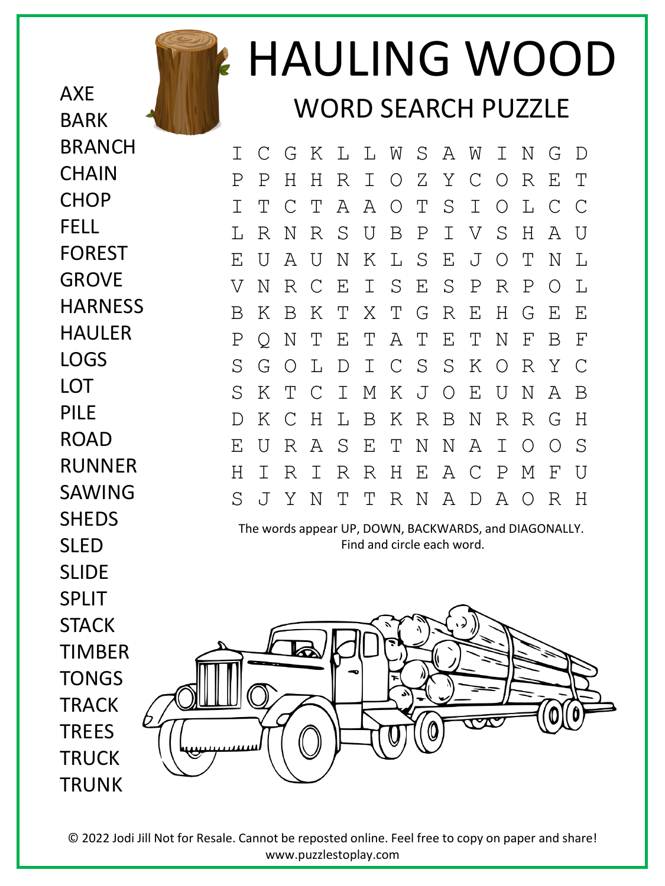# HAULING WOOD

## WORD SEARCH PUZZLE

- AXE
- BARK
- BRANCH
- CHAIN
- CHOP
- FELL
- FOREST
- GROVE
- HARNESS
- HAULER
- LOGS
- LOT
- PILE
- ROAD
- RUNNER
- SAWING
- SHEDS
- SLED
- SLIDE
- SPLIT
- STACK
- TIMBER
- TONGS
- TRACK
- TREES
- TRUCK
- TRUNK

```
I C G K L L W S A W I N G D
P P H H R I O Z Y C O R E T
I T C T A A O T S I O L C C
L R N R S U B P I V S H A U
E U A U N K L S E J O T N L
V N R C E I S E S P R P O L
B K B K T X T G R E H G E E
P Q N T E T A T E T N F B F
S G O L D I C S S K O R Y C
S K T C I M K J O E U N A B
D K C H L B K R B N R R G H
E U R A S E T N N A I O O S
H I R I R R H E A C P M F U
S J Y N T T R N A D A O R H
```

The words appear UP, DOWN, BACKWARDS, and DIAGONALLY.
Find and circle each word.

© 2022 Jodi Jill Not for Resale. Cannot be reposted online. Feel free to copy on paper and share!
www.puzzlestoplay.com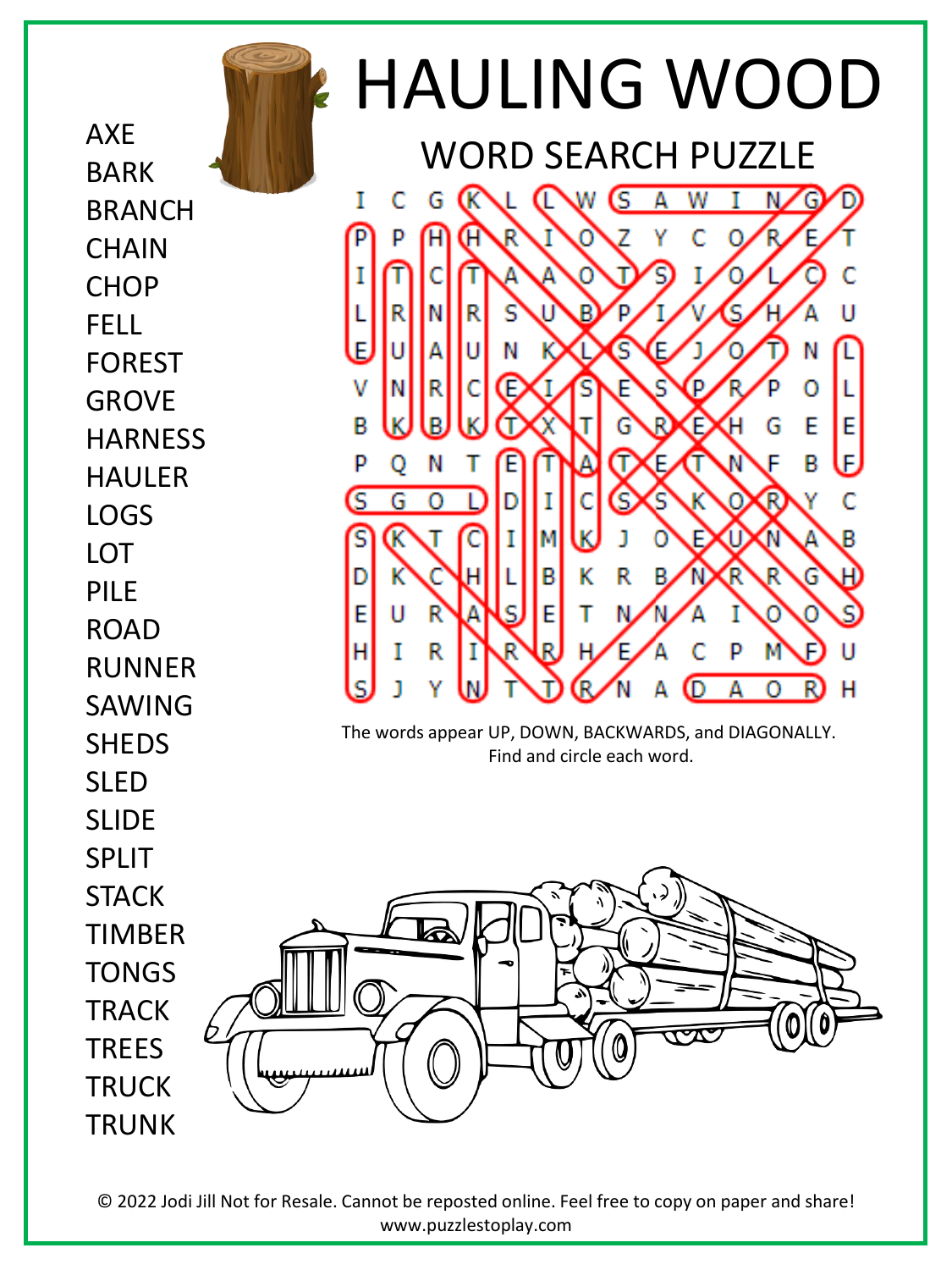# HAULING WOOD

## WORD SEARCH PUZZLE

AXE
BARK
BRANCH
CHAIN
CHOP
FELL
FOREST
GROVE
HARNESS
HAULER
LOGS
LOT
PILE
ROAD
RUNNER
SAWING
SHEDS
SLED
SLIDE
SPLIT
STACK
TIMBER
TONGS
TRACK
TREES
TRUCK
TRUNK

| | | | | | | | | | | | | | |
|---|---|---|---|---|---|---|---|---|---|---|---|---|---|
| I | C | G | K | L | L | W | S | A | W | I | N | G | D |
| P | P | H | H | R | I | O | Z | Y | C | O | R | E | T |
| I | T | C | T | A | A | O | T | S | I | O | L | C | C |
| L | R | N | R | S | U | B | P | I | V | S | H | A | U |
| E | U | A | U | N | K | L | S | E | J | O | T | N | L |
| V | N | R | C | E | I | S | E | S | P | R | P | O | L |
| B | K | B | K | T | X | T | G | R | E | H | G | E | E |
| P | Q | N | T | E | T | A | T | E | T | N | F | B | F |
| S | G | O | L | D | I | C | S | S | K | O | R | Y | C |
| S | K | T | C | I | M | K | J | O | E | U | N | A | B |
| D | K | C | H | L | B | K | R | B | N | R | R | G | H |
| E | U | R | A | S | E | T | N | N | A | I | O | O | S |
| H | I | R | I | R | R | H | E | A | C | P | M | F | U |
| S | J | Y | N | T | T | R | N | A | D | A | O | R | H |

The words appear UP, DOWN, BACKWARDS, and DIAGONALLY.
Find and circle each word.

© 2022 Jodi Jill Not for Resale. Cannot be reposted online. Feel free to copy on paper and share!
www.puzzlestoplay.com